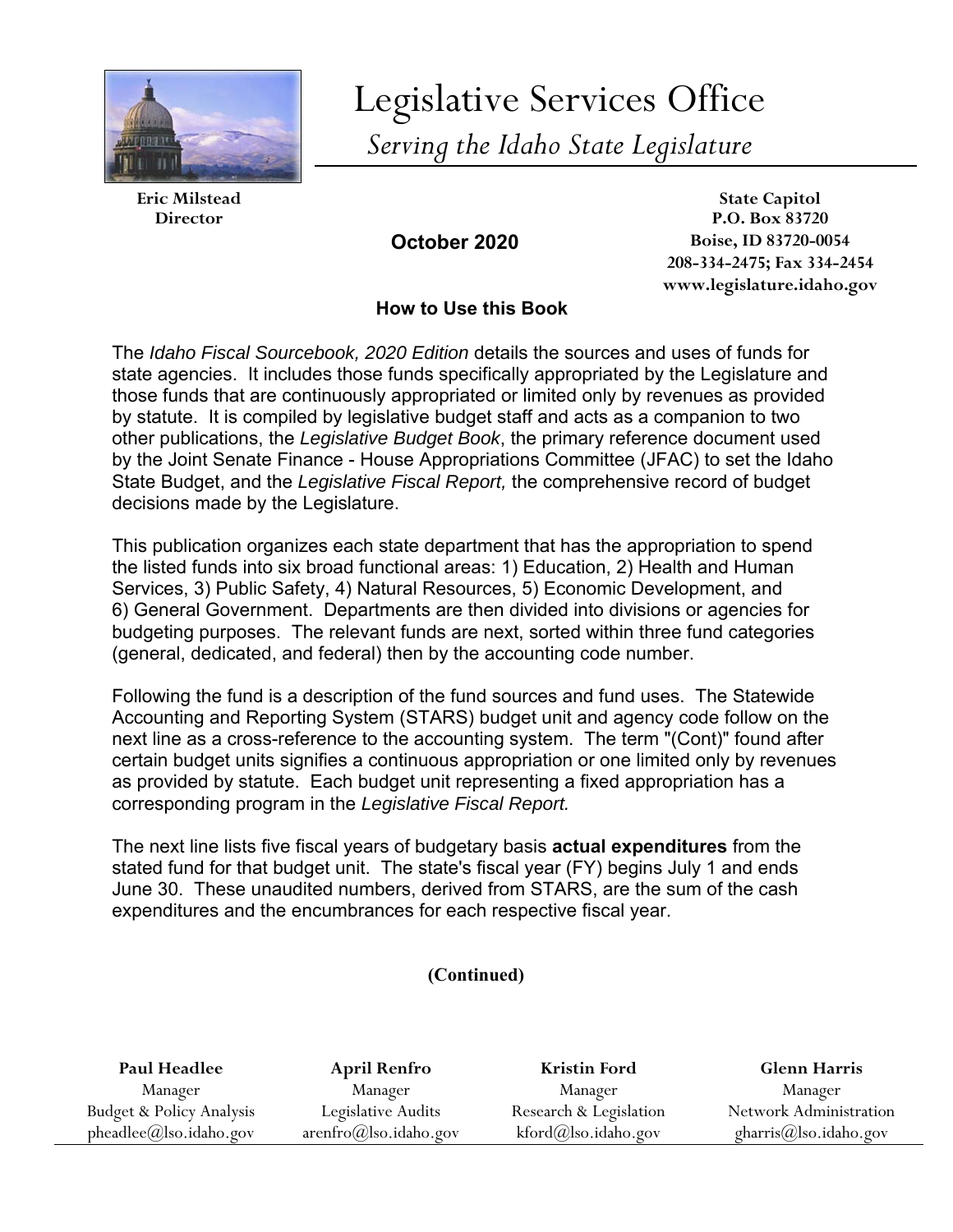# Legislative Services Office

*Serving the Idaho State Legislature*

**Eric Milstead**
**Director**

**State Capitol**
**P.O. Box 83720**
**Boise, ID 83720-0054**
**208-334-2475; Fax 334-2454**
**www.legislature.idaho.gov**

**October 2020**

## How to Use this Book

The *Idaho Fiscal Sourcebook, 2020 Edition* details the sources and uses of funds for state agencies. It includes those funds specifically appropriated by the Legislature and those funds that are continuously appropriated or limited only by revenues as provided by statute. It is compiled by legislative budget staff and acts as a companion to two other publications, the *Legislative Budget Book*, the primary reference document used by the Joint Senate Finance - House Appropriations Committee (JFAC) to set the Idaho State Budget, and the *Legislative Fiscal Report,* the comprehensive record of budget decisions made by the Legislature.

This publication organizes each state department that has the appropriation to spend the listed funds into six broad functional areas: 1) Education, 2) Health and Human Services, 3) Public Safety, 4) Natural Resources, 5) Economic Development, and 6) General Government. Departments are then divided into divisions or agencies for budgeting purposes. The relevant funds are next, sorted within three fund categories (general, dedicated, and federal) then by the accounting code number.

Following the fund is a description of the fund sources and fund uses. The Statewide Accounting and Reporting System (STARS) budget unit and agency code follow on the next line as a cross-reference to the accounting system. The term "(Cont)" found after certain budget units signifies a continuous appropriation or one limited only by revenues as provided by statute. Each budget unit representing a fixed appropriation has a corresponding program in the *Legislative Fiscal Report.*

The next line lists five fiscal years of budgetary basis **actual expenditures** from the stated fund for that budget unit. The state's fiscal year (FY) begins July 1 and ends June 30. These unaudited numbers, derived from STARS, are the sum of the cash expenditures and the encumbrances for each respective fiscal year.

**(Continued)**

| **Paul Headlee** | **April Renfro** | **Kristin Ford** | **Glenn Harris** |
| --- | --- | --- | --- |
| Manager | Manager | Manager | Manager |
| Budget & Policy Analysis | Legislative Audits | Research & Legislation | Network Administration |
| pheadlee@lso.idaho.gov | arenfro@lso.idaho.gov | kford@lso.idaho.gov | gharris@lso.idaho.gov |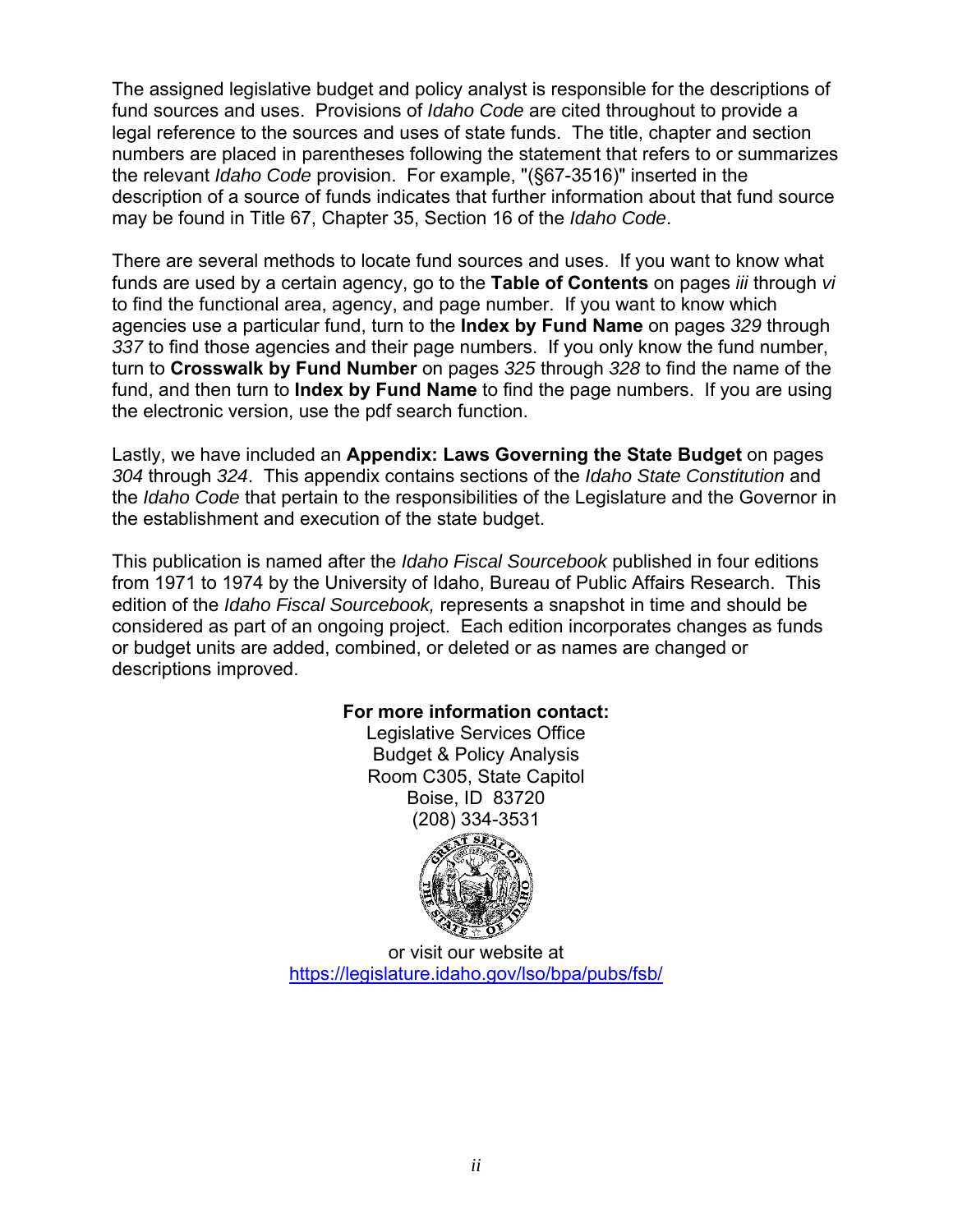The assigned legislative budget and policy analyst is responsible for the descriptions of fund sources and uses. Provisions of *Idaho Code* are cited throughout to provide a legal reference to the sources and uses of state funds. The title, chapter and section numbers are placed in parentheses following the statement that refers to or summarizes the relevant *Idaho Code* provision. For example, "(§67-3516)" inserted in the description of a source of funds indicates that further information about that fund source may be found in Title 67, Chapter 35, Section 16 of the *Idaho Code*.

There are several methods to locate fund sources and uses. If you want to know what funds are used by a certain agency, go to the **Table of Contents** on pages *iii* through *vi* to find the functional area, agency, and page number. If you want to know which agencies use a particular fund, turn to the **Index by Fund Name** on pages *329* through *337* to find those agencies and their page numbers. If you only know the fund number, turn to **Crosswalk by Fund Number** on pages *325* through *328* to find the name of the fund, and then turn to **Index by Fund Name** to find the page numbers. If you are using the electronic version, use the pdf search function.

Lastly, we have included an **Appendix: Laws Governing the State Budget** on pages *304* through *324*. This appendix contains sections of the *Idaho State Constitution* and the *Idaho Code* that pertain to the responsibilities of the Legislature and the Governor in the establishment and execution of the state budget.

This publication is named after the *Idaho Fiscal Sourcebook* published in four editions from 1971 to 1974 by the University of Idaho, Bureau of Public Affairs Research. This edition of the *Idaho Fiscal Sourcebook,* represents a snapshot in time and should be considered as part of an ongoing project. Each edition incorporates changes as funds or budget units are added, combined, or deleted or as names are changed or descriptions improved.

**For more information contact:**
Legislative Services Office
Budget & Policy Analysis
Room C305, State Capitol
Boise, ID 83720
(208) 334-3531

or visit our website at
https://legislature.idaho.gov/lso/bpa/pubs/fsb/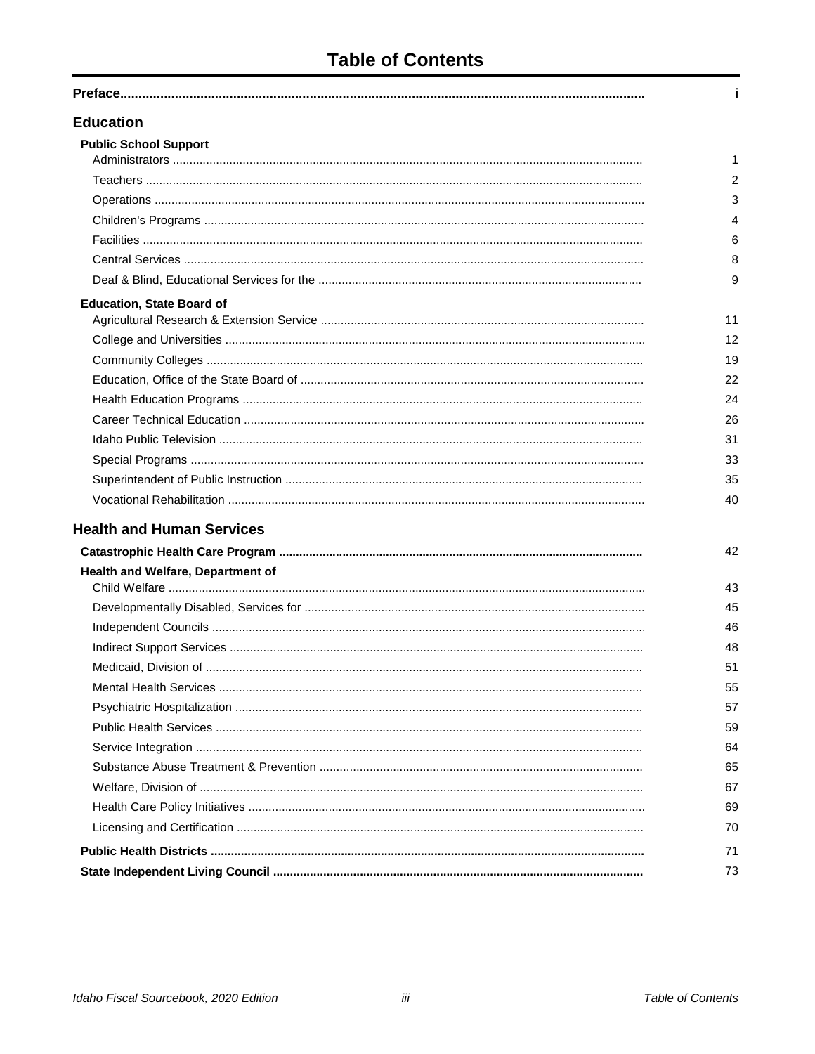# Table of Contents

| | |
|---|---|
| **Preface** | **i** |
| **Education** | |
| **Public School Support** | |
| Administrators | 1 |
| Teachers | 2 |
| Operations | 3 |
| Children's Programs | 4 |
| Facilities | 6 |
| Central Services | 8 |
| Deaf & Blind, Educational Services for the | 9 |
| **Education, State Board of** | |
| Agricultural Research & Extension Service | 11 |
| College and Universities | 12 |
| Community Colleges | 19 |
| Education, Office of the State Board of | 22 |
| Health Education Programs | 24 |
| Career Technical Education | 26 |
| Idaho Public Television | 31 |
| Special Programs | 33 |
| Superintendent of Public Instruction | 35 |
| Vocational Rehabilitation | 40 |
| **Health and Human Services** | |
| **Catastrophic Health Care Program** | 42 |
| **Health and Welfare, Department of** | |
| Child Welfare | 43 |
| Developmentally Disabled, Services for | 45 |
| Independent Councils | 46 |
| Indirect Support Services | 48 |
| Medicaid, Division of | 51 |
| Mental Health Services | 55 |
| Psychiatric Hospitalization | 57 |
| Public Health Services | 59 |
| Service Integration | 64 |
| Substance Abuse Treatment & Prevention | 65 |
| Welfare, Division of | 67 |
| Health Care Policy Initiatives | 69 |
| Licensing and Certification | 70 |
| **Public Health Districts** | 71 |
| **State Independent Living Council** | 73 |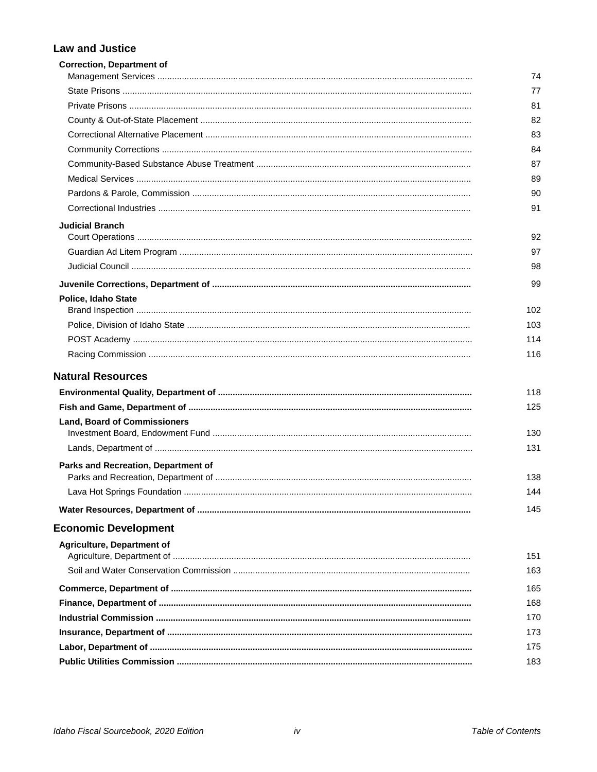## Law and Justice

**Correction, Department of**

| | |
|---|---|
| Management Services | 74 |
| State Prisons | 77 |
| Private Prisons | 81 |
| County & Out-of-State Placement | 82 |
| Correctional Alternative Placement | 83 |
| Community Corrections | 84 |
| Community-Based Substance Abuse Treatment | 87 |
| Medical Services | 89 |
| Pardons & Parole, Commission | 90 |
| Correctional Industries | 91 |

**Judicial Branch**

| | |
|---|---|
| Court Operations | 92 |
| Guardian Ad Litem Program | 97 |
| Judicial Council | 98 |

| | |
|---|---|
| **Juvenile Corrections, Department of** | 99 |

**Police, Idaho State**

| | |
|---|---|
| Brand Inspection | 102 |
| Police, Division of Idaho State | 103 |
| POST Academy | 114 |
| Racing Commission | 116 |

## Natural Resources

| | |
|---|---|
| **Environmental Quality, Department of** | 118 |
| **Fish and Game, Department of** | 125 |

**Land, Board of Commissioners**

| | |
|---|---|
| Investment Board, Endowment Fund | 130 |
| Lands, Department of | 131 |

**Parks and Recreation, Department of**

| | |
|---|---|
| Parks and Recreation, Department of | 138 |
| Lava Hot Springs Foundation | 144 |

| | |
|---|---|
| **Water Resources, Department of** | 145 |

## Economic Development

**Agriculture, Department of**

| | |
|---|---|
| Agriculture, Department of | 151 |
| Soil and Water Conservation Commission | 163 |

| | |
|---|---|
| **Commerce, Department of** | 165 |
| **Finance, Department of** | 168 |
| **Industrial Commission** | 170 |
| **Insurance, Department of** | 173 |
| **Labor, Department of** | 175 |
| **Public Utilities Commission** | 183 |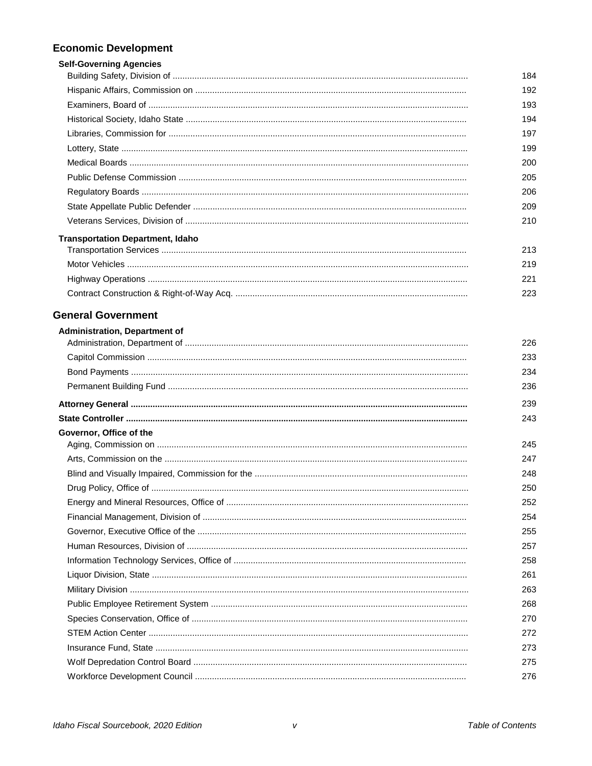## Economic Development

**Self-Governing Agencies**

| | |
|---|---|
| Building Safety, Division of | 184 |
| Hispanic Affairs, Commission on | 192 |
| Examiners, Board of | 193 |
| Historical Society, Idaho State | 194 |
| Libraries, Commission for | 197 |
| Lottery, State | 199 |
| Medical Boards | 200 |
| Public Defense Commission | 205 |
| Regulatory Boards | 206 |
| State Appellate Public Defender | 209 |
| Veterans Services, Division of | 210 |

**Transportation Department, Idaho**

| | |
|---|---|
| Transportation Services | 213 |
| Motor Vehicles | 219 |
| Highway Operations | 221 |
| Contract Construction & Right-of-Way Acq. | 223 |

## General Government

**Administration, Department of**

| | |
|---|---|
| Administration, Department of | 226 |
| Capitol Commission | 233 |
| Bond Payments | 234 |
| Permanent Building Fund | 236 |

| | |
|---|---|
| **Attorney General** | 239 |
| **State Controller** | 243 |

**Governor, Office of the**

| | |
|---|---|
| Aging, Commission on | 245 |
| Arts, Commission on the | 247 |
| Blind and Visually Impaired, Commission for the | 248 |
| Drug Policy, Office of | 250 |
| Energy and Mineral Resources, Office of | 252 |
| Financial Management, Division of | 254 |
| Governor, Executive Office of the | 255 |
| Human Resources, Division of | 257 |
| Information Technology Services, Office of | 258 |
| Liquor Division, State | 261 |
| Military Division | 263 |
| Public Employee Retirement System | 268 |
| Species Conservation, Office of | 270 |
| STEM Action Center | 272 |
| Insurance Fund, State | 273 |
| Wolf Depredation Control Board | 275 |
| Workforce Development Council | 276 |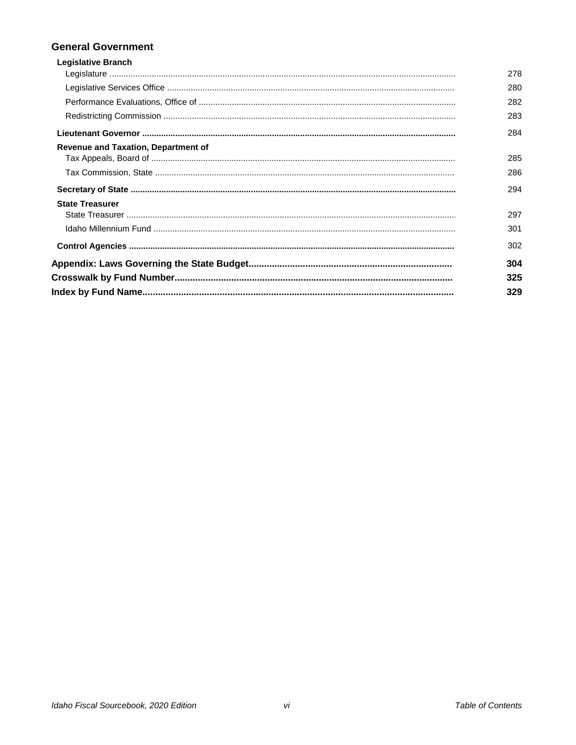## General Government

| | |
|---|---|
| **Legislative Branch** | |
| Legislature | 278 |
| Legislative Services Office | 280 |
| Performance Evaluations, Office of | 282 |
| Redistricting Commission | 283 |
| **Lieutenant Governor** | 284 |
| **Revenue and Taxation, Department of** | |
| Tax Appeals, Board of | 285 |
| Tax Commission, State | 286 |
| **Secretary of State** | 294 |
| **State Treasurer** | |
| State Treasurer | 297 |
| Idaho Millennium Fund | 301 |
| **Control Agencies** | 302 |
| **Appendix: Laws Governing the State Budget** | **304** |
| **Crosswalk by Fund Number** | **325** |
| **Index by Fund Name** | **329** |